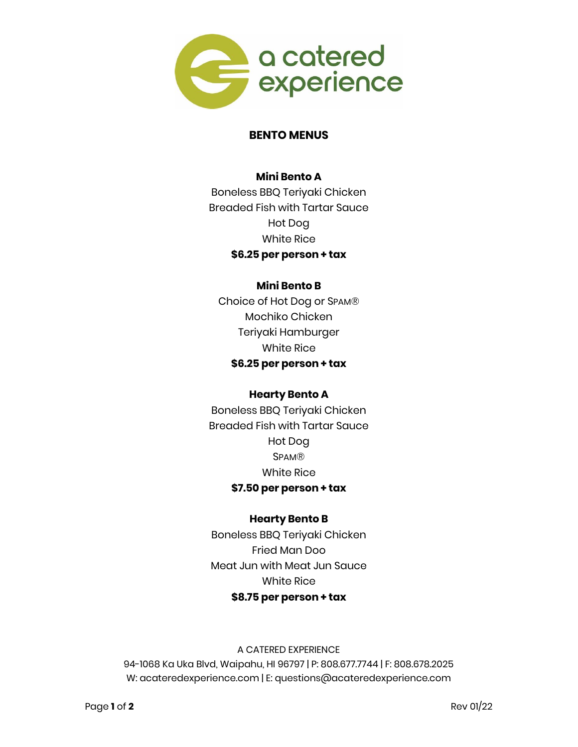a catered experience

# BENTO MENUS

**Mini Bento A**

Boneless BBQ Teriyaki Chicken
Breaded Fish with Tartar Sauce
Hot Dog
White Rice

**$6.25 per person + tax**

**Mini Bento B**

Choice of Hot Dog or SPAM®
Mochiko Chicken
Teriyaki Hamburger
White Rice

**$6.25 per person + tax**

**Hearty Bento A**

Boneless BBQ Teriyaki Chicken
Breaded Fish with Tartar Sauce
Hot Dog
SPAM®
White Rice

**$7.50 per person + tax**

**Hearty Bento B**

Boneless BBQ Teriyaki Chicken
Fried Man Doo
Meat Jun with Meat Jun Sauce
White Rice

**$8.75 per person + tax**

A CATERED EXPERIENCE
94-1068 Ka Uka Blvd, Waipahu, HI 96797 | P: 808.677.7744 | F: 808.678.2025
W: acateredexperience.com | E: questions@acateredexperience.com

Rev 01/22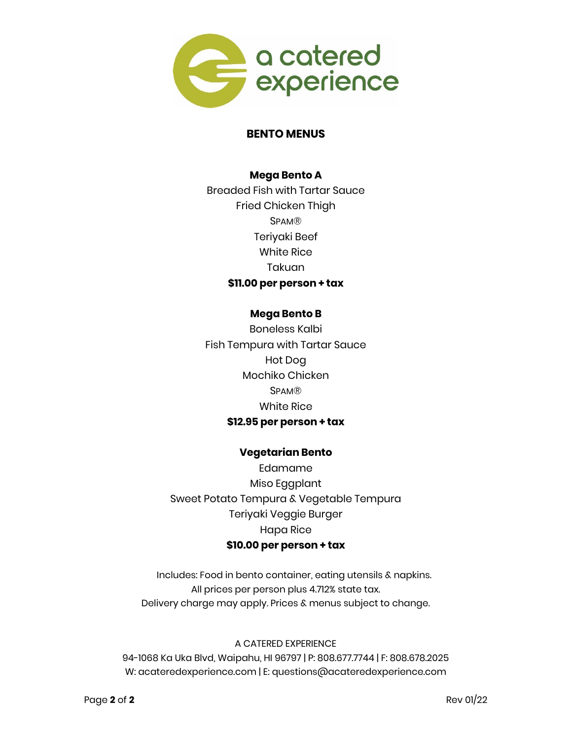a catered experience

# BENTO MENUS

**Mega Bento A**

Breaded Fish with Tartar Sauce
Fried Chicken Thigh
SPAM®
Teriyaki Beef
White Rice
Takuan

**$11.00 per person + tax**

**Mega Bento B**

Boneless Kalbi
Fish Tempura with Tartar Sauce
Hot Dog
Mochiko Chicken
SPAM®
White Rice

**$12.95 per person + tax**

**Vegetarian Bento**

Edamame
Miso Eggplant
Sweet Potato Tempura & Vegetable Tempura
Teriyaki Veggie Burger
Hapa Rice

**$10.00 per person + tax**

Includes: Food in bento container, eating utensils & napkins.
All prices per person plus 4.712% state tax.
Delivery charge may apply. Prices & menus subject to change.

A CATERED EXPERIENCE
94-1068 Ka Uka Blvd, Waipahu, HI 96797 | P: 808.677.7744 | F: 808.678.2025
W: acateredexperience.com | E: questions@acateredexperience.com

Rev 01/22